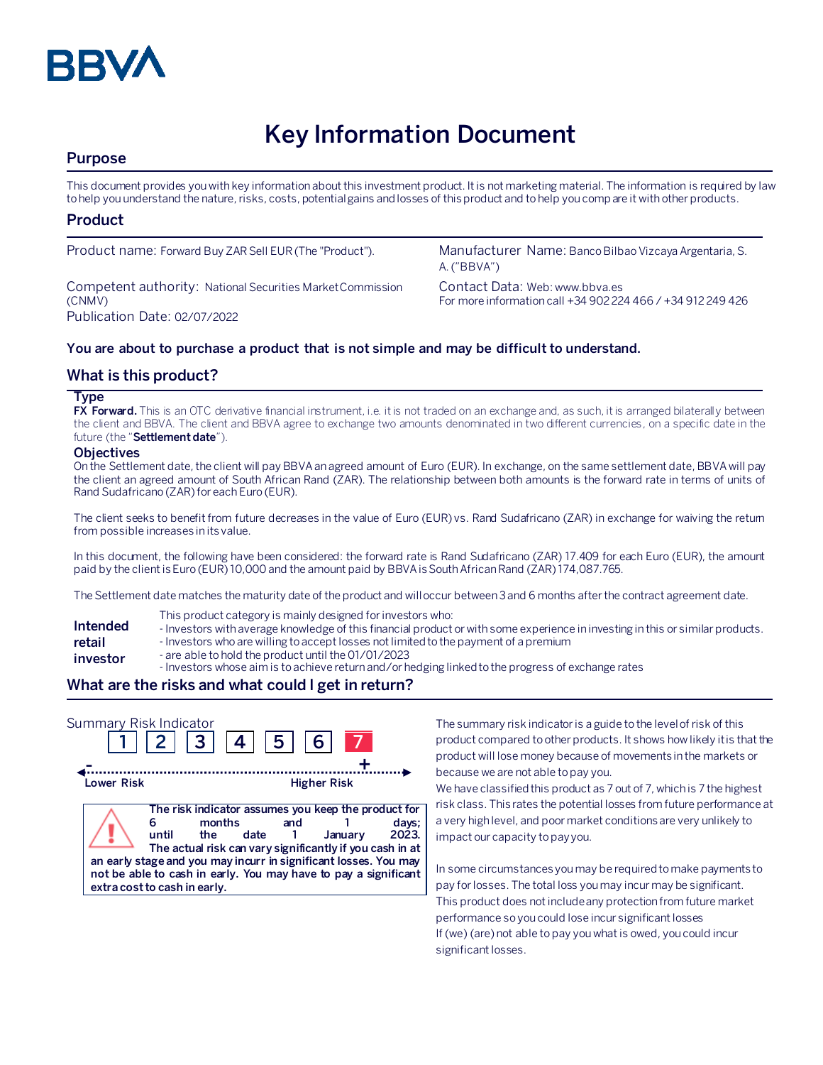BBVA

# Key Information Document

## Purpose

This document provides you with key information about this investment product. It is not marketing material. The information is required by law to help you understand the nature, risks, costs, potential gains and losses of this product and to help you compare it with other products.

## Product

Product name: Forward Buy ZAR Sell EUR (The "Product").

Competent authority: National Securities Market Commission (CNMV)

Publication Date: 02/07/2022

Manufacturer Name: Banco Bilbao Vizcaya Argentaria, S. A. ("BBVA")

Contact Data: Web: www.bbva.es
For more information call +34 902 224 466 / +34 912 249 426

**You are about to purchase a product that is not simple and may be difficult to understand.**

## What is this product?

### Type

**FX Forward.** This is an OTC derivative financial instrument, i.e. it is not traded on an exchange and, as such, it is arranged bilaterally between the client and BBVA. The client and BBVA agree to exchange two amounts denominated in two different currencies, on a specific date in the future (the "**Settlement date**").

### Objectives

On the Settlement date, the client will pay BBVA an agreed amount of Euro (EUR). In exchange, on the same settlement date, BBVA will pay the client an agreed amount of South African Rand (ZAR). The relationship between both amounts is the forward rate in terms of units of Rand Sudafricano (ZAR) for each Euro (EUR).

The client seeks to benefit from future decreases in the value of Euro (EUR) vs. Rand Sudafricano (ZAR) in exchange for waiving the return from possible increases in its value.

In this document, the following have been considered: the forward rate is Rand Sudafricano (ZAR) 17.409 for each Euro (EUR), the amount paid by the client is Euro (EUR) 10,000 and the amount paid by BBVA is South African Rand (ZAR) 174,087.765.

The Settlement date matches the maturity date of the product and will occur between 3 and 6 months after the contract agreement date.

**Intended retail investor**

This product category is mainly designed for investors who:
- Investors with average knowledge of this financial product or with some experience in investing in this or similar products.
- Investors who are willing to accept losses not limited to the payment of a premium
- are able to hold the product until the 01/01/2023
- Investors whose aim is to achieve return and/or hedging linked to the progress of exchange rates

## What are the risks and what could I get in return?

Summary Risk Indicator

1 2 3 4 5 6 **7**

Lower Risk — Higher Risk

**The risk indicator assumes you keep the product for 6 months and 1 days; until the date 1 January 2023. The actual risk can vary significantly if you cash in at an early stage and you may incurr in significant losses. You may not be able to cash in early. You may have to pay a significant extra cost to cash in early.**

The summary risk indicator is a guide to the level of risk of this product compared to other products. It shows how likely it is that the product will lose money because of movements in the markets or because we are not able to pay you.

We have classified this product as 7 out of 7, which is 7 the highest risk class. This rates the potential losses from future performance at a very high level, and poor market conditions are very unlikely to impact our capacity to pay you.

In some circumstances you may be required to make payments to pay for losses. The total loss you may incur may be significant. This product does not include any protection from future market performance so you could lose incur significant losses

If (we) (are) not able to pay you what is owed, you could incur significant losses.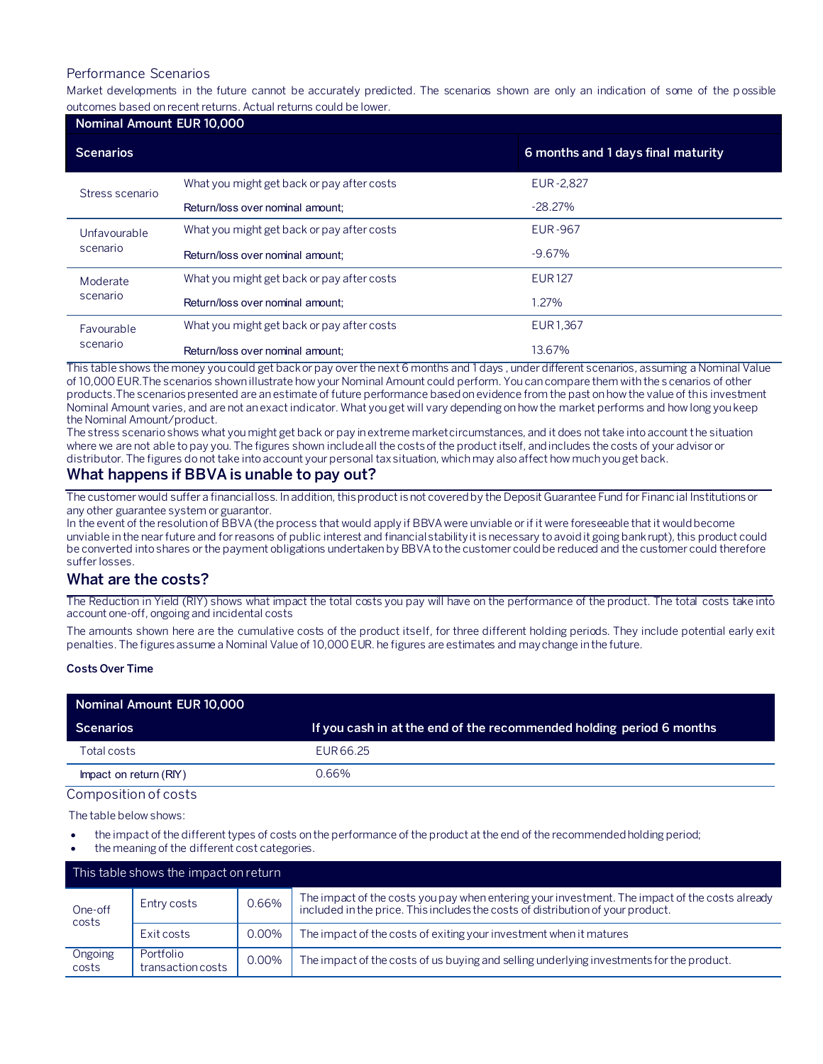### Performance Scenarios

Market developments in the future cannot be accurately predicted. The scenarios shown are only an indication of some of the possible outcomes based on recent returns. Actual returns could be lower.

| Nominal Amount EUR 10,000 | | |
|---|---|---|
| **Scenarios** | | **6 months and 1 days final maturity** |
| Stress scenario | What you might get back or pay after costs | EUR -2,827 |
| | Return/loss over nominal amount; | -28.27% |
| Unfavourable scenario | What you might get back or pay after costs | EUR -967 |
| | Return/loss over nominal amount; | -9.67% |
| Moderate scenario | What you might get back or pay after costs | EUR 127 |
| | Return/loss over nominal amount; | 1.27% |
| Favourable scenario | What you might get back or pay after costs | EUR 1,367 |
| | Return/loss over nominal amount; | 13.67% |

This table shows the money you could get back or pay over the next 6 months and 1 days , under different scenarios, assuming a Nominal Value of 10,000 EUR.The scenarios shown illustrate how your Nominal Amount could perform. You can compare them with the scenarios of other products.The scenarios presented are an estimate of future performance based on evidence from the past on how the value of this investment Nominal Amount varies, and are not an exact indicator. What you get will vary depending on how the market performs and how long you keep the Nominal Amount/product.

The stress scenario shows what you might get back or pay in extreme market circumstances, and it does not take into account the situation where we are not able to pay you. The figures shown include all the costs of the product itself, and includes the costs of your advisor or distributor. The figures do not take into account your personal tax situation, which may also affect how much you get back.

## What happens if BBVA is unable to pay out?

The customer would suffer a financial loss. In addition, this product is not covered by the Deposit Guarantee Fund for Financial Institutions or any other guarantee system or guarantor.

In the event of the resolution of BBVA (the process that would apply if BBVA were unviable or if it were foreseeable that it would become unviable in the near future and for reasons of public interest and financial stability it is necessary to avoid it going bankrupt), this product could be converted into shares or the payment obligations undertaken by BBVA to the customer could be reduced and the customer could therefore suffer losses.

## What are the costs?

The Reduction in Yield (RIY) shows what impact the total costs you pay will have on the performance of the product. The total costs take into account one-off, ongoing and incidental costs

The amounts shown here are the cumulative costs of the product itself, for three different holding periods. They include potential early exit penalties. The figures assume a Nominal Value of 10,000 EUR. he figures are estimates and may change in the future.

**Costs Over Time**

| Nominal Amount EUR 10,000 | |
|---|---|
| **Scenarios** | **If you cash in at the end of the recommended holding period 6 months** |
| Total costs | EUR 66.25 |
| Impact on return (RIY) | 0.66% |

### Composition of costs

The table below shows:

- the impact of the different types of costs on the performance of the product at the end of the recommended holding period;
- the meaning of the different cost categories.

| This table shows the impact on return | | | |
|---|---|---|---|
| One-off costs | Entry costs | 0.66% | The impact of the costs you pay when entering your investment. The impact of the costs already included in the price. This includes the costs of distribution of your product. |
| | Exit costs | 0.00% | The impact of the costs of exiting your investment when it matures |
| Ongoing costs | Portfolio transaction costs | 0.00% | The impact of the costs of us buying and selling underlying investments for the product. |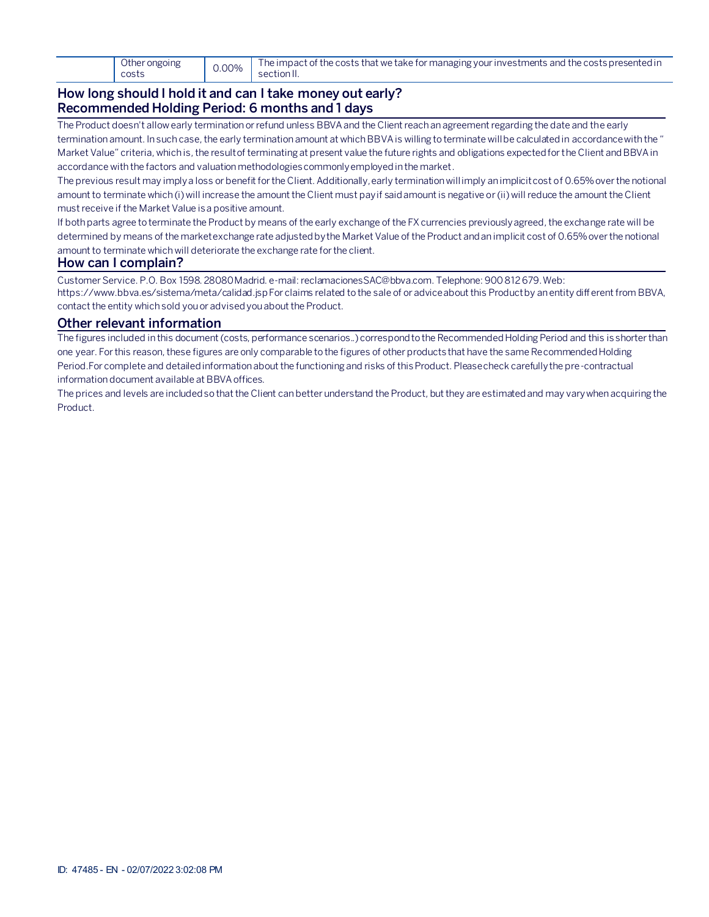| | | | |
|---|---|---|---|
| | Other ongoing costs | 0.00% | The impact of the costs that we take for managing your investments and the costs presented in section II. |

## How long should I hold it and can I take money out early?
## Recommended Holding Period: 6 months and 1 days

The Product doesn't allow early termination or refund unless BBVA and the Client reach an agreement regarding the date and the early termination amount. In such case, the early termination amount at which BBVA is willing to terminate will be calculated in accordance with the " Market Value" criteria, which is, the result of terminating at present value the future rights and obligations expected for the Client and BBVA in accordance with the factors and valuation methodologies commonly employed in the market.

The previous result may imply a loss or benefit for the Client. Additionally, early termination will imply an implicit cost of 0.65% over the notional amount to terminate which (i) will increase the amount the Client must pay if said amount is negative or (ii) will reduce the amount the Client must receive if the Market Value is a positive amount.

If both parts agree to terminate the Product by means of the early exchange of the FX currencies previously agreed, the exchange rate will be determined by means of the market exchange rate adjusted by the Market Value of the Product and an implicit cost of 0.65% over the notional amount to terminate which will deteriorate the exchange rate for the client.

## How can I complain?

Customer Service. P.O. Box 1598. 28080 Madrid. e-mail: reclamacionesSAC@bbva.com. Telephone: 900 812 679. Web: https://www.bbva.es/sistema/meta/calidad.jsp For claims related to the sale of or advice about this Product by an entity different from BBVA, contact the entity which sold you or advised you about the Product.

## Other relevant information

The figures included in this document (costs, performance scenarios..) correspond to the Recommended Holding Period and this is shorter than one year. For this reason, these figures are only comparable to the figures of other products that have the same Recommended Holding Period.For complete and detailed information about the functioning and risks of this Product. Please check carefully the pre-contractual information document available at BBVA offices.

The prices and levels are included so that the Client can better understand the Product, but they are estimated and may vary when acquiring the Product.

ID: 47485 - EN - 02/07/2022 3:02:08 PM